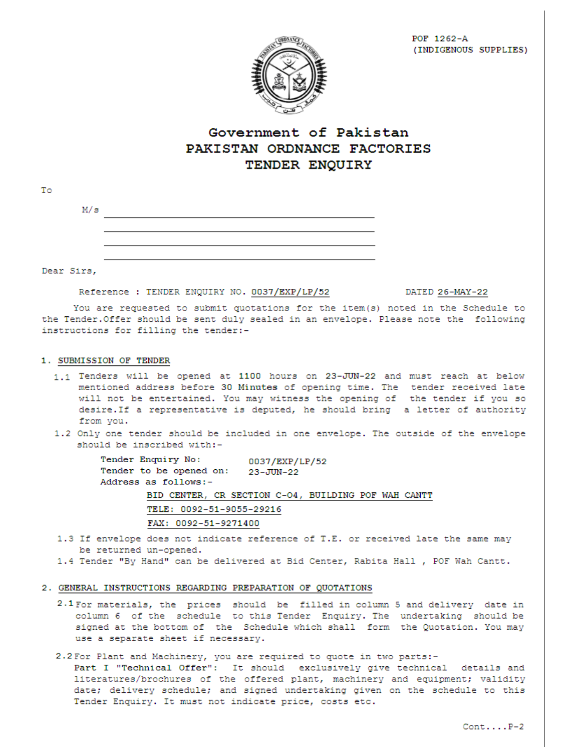POF 1262-A
(INDIGENOUS SUPPLIES)

# Government of Pakistan
# PAKISTAN ORDNANCE FACTORIES
# TENDER ENQUIRY

To

M/s ______________________________

______________________________

______________________________

______________________________

Dear Sirs,

Reference : TENDER ENQUIRY NO. 0037/EXP/LP/52 DATED 26-MAY-22

You are requested to submit quotations for the item(s) noted in the Schedule to the Tender.Offer should be sent duly sealed in an envelope. Please note the following instructions for filling the tender:-

## 1. SUBMISSION OF TENDER

1.1 Tenders will be opened at 1100 hours on 23-JUN-22 and must reach at below mentioned address before 30 Minutes of opening time. The tender received late will not be entertained. You may witness the opening of the tender if you so desire.If a representative is deputed, he should bring a letter of authority from you.

1.2 Only one tender should be included in one envelope. The outside of the envelope should be inscribed with:-

Tender Enquiry No: 0037/EXP/LP/52
Tender to be opened on: 23-JUN-22
Address as follows:-

BID CENTER, CR SECTION C-04, BUILDING POF WAH CANTT
TELE: 0092-51-9055-29216
FAX: 0092-51-9271400

1.3 If envelope does not indicate reference of T.E. or received late the same may be returned un-opened.

1.4 Tender "By Hand" can be delivered at Bid Center, Rabita Hall , POF Wah Cantt.

## 2. GENERAL INSTRUCTIONS REGARDING PREPARATION OF QUOTATIONS

2.1 For materials, the prices should be filled in column 5 and delivery date in column 6 of the schedule to this Tender Enquiry. The undertaking should be signed at the bottom of the Schedule which shall form the Quotation. You may use a separate sheet if necessary.

2.2 For Plant and Machinery, you are required to quote in two parts:-
**Part I "Technical Offer":** It should exclusively give technical details and literatures/brochures of the offered plant, machinery and equipment; validity date; delivery schedule; and signed undertaking given on the schedule to this Tender Enquiry. It must not indicate price, costs etc.

Cont....P-2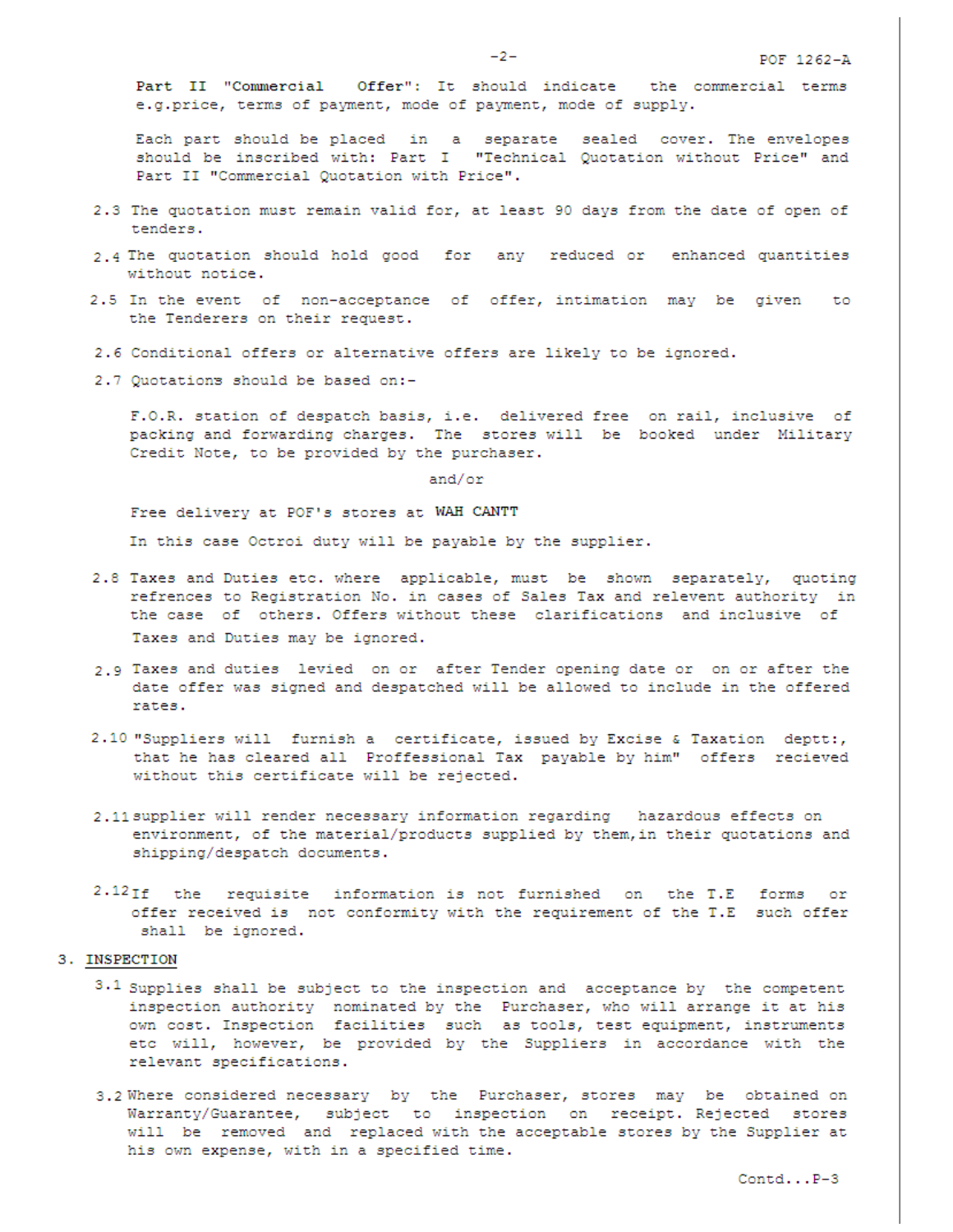**Part II "Commercial Offer"**: It should indicate the commercial terms e.g.price, terms of payment, mode of payment, mode of supply.

Each part should be placed in a separate sealed cover. The envelopes should be inscribed with: Part I "Technical Quotation without Price" and Part II "Commercial Quotation with Price".

2.3 The quotation must remain valid for, at least 90 days from the date of open of tenders.

2.4 The quotation should hold good for any reduced or enhanced quantities without notice.

2.5 In the event of non-acceptance of offer, intimation may be given to the Tenderers on their request.

2.6 Conditional offers or alternative offers are likely to be ignored.

2.7 Quotations should be based on:-

F.O.R. station of despatch basis, i.e. delivered free on rail, inclusive of packing and forwarding charges. The stores will be booked under Military Credit Note, to be provided by the purchaser.

and/or

Free delivery at POF's stores at **WAH CANTT**

In this case Octroi duty will be payable by the supplier.

2.8 Taxes and Duties etc. where applicable, must be shown separately, quoting refrences to Registration No. in cases of Sales Tax and relevent authority in the case of others. Offers without these clarifications and inclusive of Taxes and Duties may be ignored.

2.9 Taxes and duties levied on or after Tender opening date or on or after the date offer was signed and despatched will be allowed to include in the offered rates.

2.10 "Suppliers will furnish a certificate, issued by Excise & Taxation deptt:, that he has cleared all Proffessional Tax payable by him" offers recieved without this certificate will be rejected.

2.11 supplier will render necessary information regarding hazardous effects on environment, of the material/products supplied by them,in their quotations and shipping/despatch documents.

2.12 If the requisite information is not furnished on the T.E forms or offer received is not conformity with the requirement of the T.E such offer shall be ignored.

## 3. INSPECTION

3.1 Supplies shall be subject to the inspection and acceptance by the competent inspection authority nominated by the Purchaser, who will arrange it at his own cost. Inspection facilities such as tools, test equipment, instruments etc will, however, be provided by the Suppliers in accordance with the relevant specifications.

3.2 Where considered necessary by the Purchaser, stores may be obtained on Warranty/Guarantee, subject to inspection on receipt. Rejected stores will be removed and replaced with the acceptable stores by the Supplier at his own expense, with in a specified time.

Contd...P-3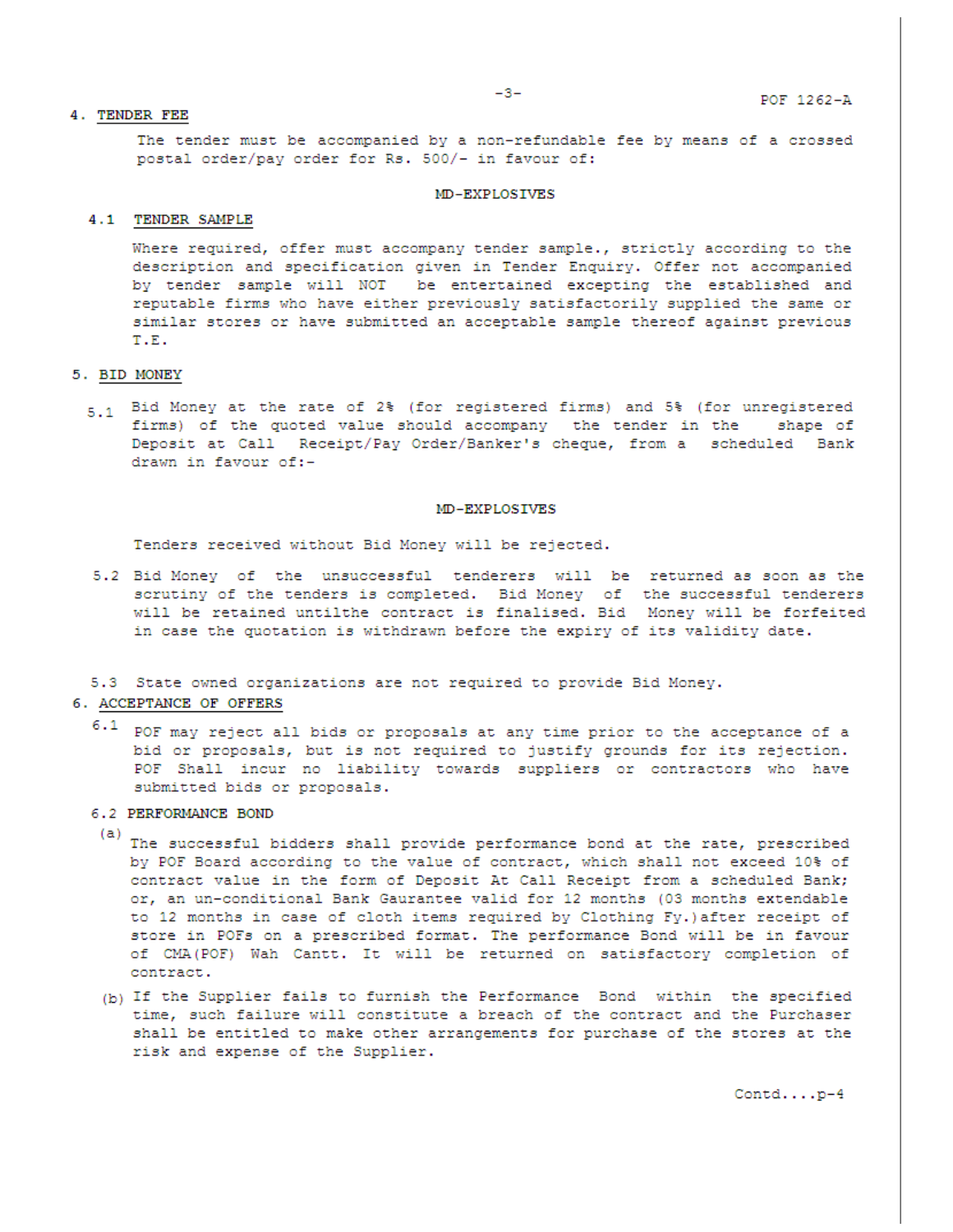## 4. TENDER FEE

The tender must be accompanied by a non-refundable fee by means of a crossed postal order/pay order for Rs. 500/- in favour of:

**MD-EXPLOSIVES**

### 4.1 TENDER SAMPLE

Where required, offer must accompany tender sample., strictly according to the description and specification given in Tender Enquiry. Offer not accompanied by tender sample will NOT be entertained excepting the established and reputable firms who have either previously satisfactorily supplied the same or similar stores or have submitted an acceptable sample thereof against previous T.E.

## 5. BID MONEY

5.1 Bid Money at the rate of 2% (for registered firms) and 5% (for unregistered firms) of the quoted value should accompany the tender in the shape of Deposit at Call Receipt/Pay Order/Banker's cheque, from a scheduled Bank drawn in favour of:-

**MD-EXPLOSIVES**

Tenders received without Bid Money will be rejected.

5.2 Bid Money of the unsuccessful tenderers will be returned as soon as the scrutiny of the tenders is completed. Bid Money of the successful tenderers will be retained untilthe contract is finalised. Bid Money will be forfeited in case the quotation is withdrawn before the expiry of its validity date.

5.3 State owned organizations are not required to provide Bid Money.

## 6. ACCEPTANCE OF OFFERS

6.1 POF may reject all bids or proposals at any time prior to the acceptance of a bid or proposals, but is not required to justify grounds for its rejection. POF Shall incur no liability towards suppliers or contractors who have submitted bids or proposals.

### 6.2 PERFORMANCE BOND

(a) The successful bidders shall provide performance bond at the rate, prescribed by POF Board according to the value of contract, which shall not exceed 10% of contract value in the form of Deposit At Call Receipt from a scheduled Bank; or, an un-conditional Bank Gaurantee valid for 12 months (03 months extendable to 12 months in case of cloth items required by Clothing Fy.)after receipt of store in POFs on a prescribed format. The performance Bond will be in favour of CMA(POF) Wah Cantt. It will be returned on satisfactory completion of contract.

(b) If the Supplier fails to furnish the Performance Bond within the specified time, such failure will constitute a breach of the contract and the Purchaser shall be entitled to make other arrangements for purchase of the stores at the risk and expense of the Supplier.

Contd....p-4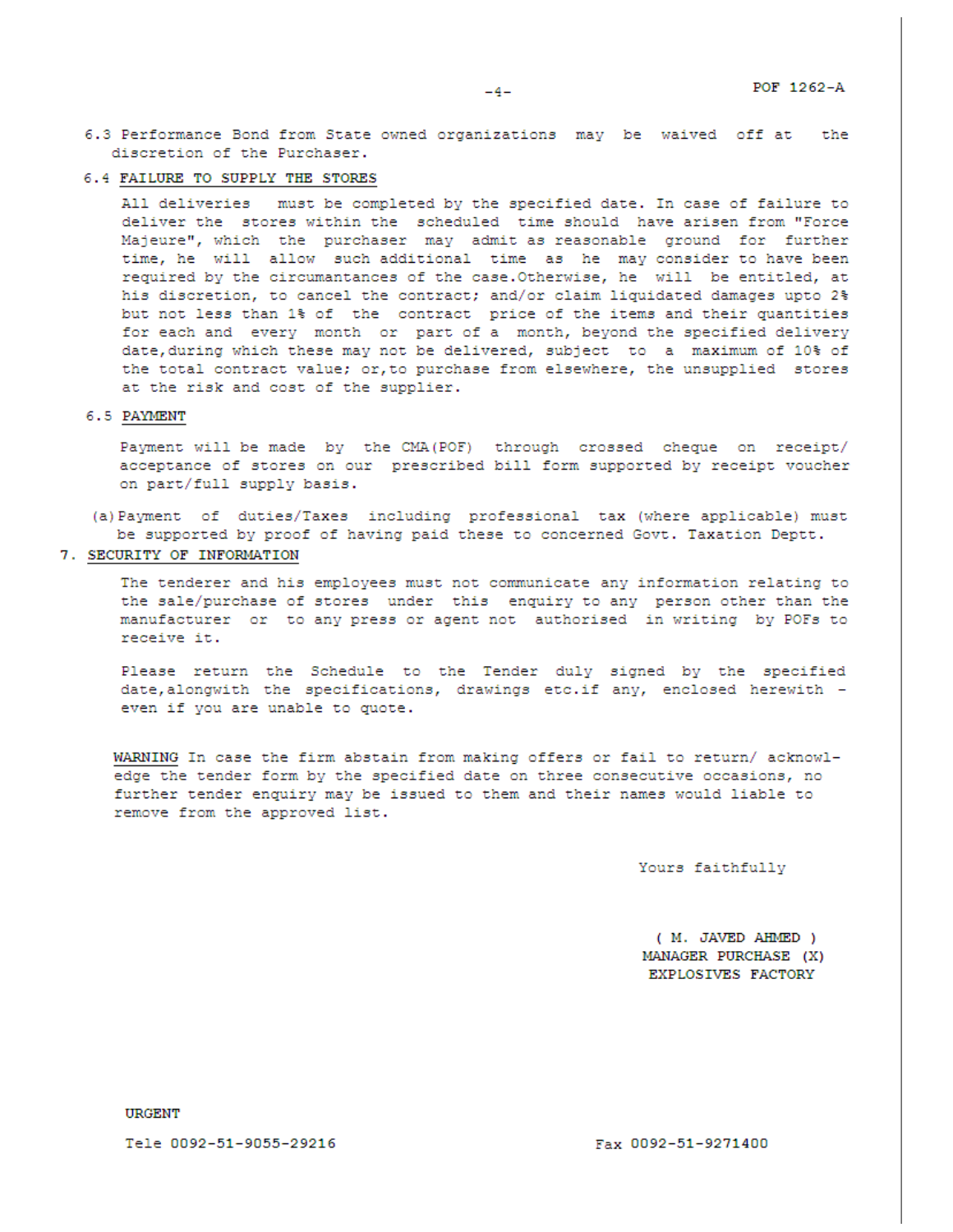6.3 Performance Bond from State owned organizations may be waived off at the discretion of the Purchaser.

6.4 <u>FAILURE TO SUPPLY THE STORES</u>

All deliveries must be completed by the specified date. In case of failure to deliver the stores within the scheduled time should have arisen from "Force Majeure", which the purchaser may admit as reasonable ground for further time, he will allow such additional time as he may consider to have been required by the circumantances of the case.Otherwise, he will be entitled, at his discretion, to cancel the contract; and/or claim liquidated damages upto 2% but not less than 1% of the contract price of the items and their quantities for each and every month or part of a month, beyond the specified delivery date,during which these may not be delivered, subject to a maximum of 10% of the total contract value; or,to purchase from elsewhere, the unsupplied stores at the risk and cost of the supplier.

6.5 <u>PAYMENT</u>

Payment will be made by the CMA(POF) through crossed cheque on receipt/ acceptance of stores on our prescribed bill form supported by receipt voucher on part/full supply basis.

(a) Payment of duties/Taxes including professional tax (where applicable) must be supported by proof of having paid these to concerned Govt. Taxation Deptt.

7. <u>SECURITY OF INFORMATION</u>

The tenderer and his employees must not communicate any information relating to the sale/purchase of stores under this enquiry to any person other than the manufacturer or to any press or agent not authorised in writing by POFs to receive it.

Please return the Schedule to the Tender duly signed by the specified date,alongwith the specifications, drawings etc.if any, enclosed herewith - even if you are unable to quote.

<u>WARNING</u> In case the firm abstain from making offers or fail to return/ acknowl-edge the tender form by the specified date on three consecutive occasions, no further tender enquiry may be issued to them and their names would liable to remove from the approved list.

Yours faithfully

( M. JAVED AHMED )
MANAGER PURCHASE (X)
EXPLOSIVES FACTORY

**URGENT**

Tele 0092-51-9055-29216 Fax 0092-51-9271400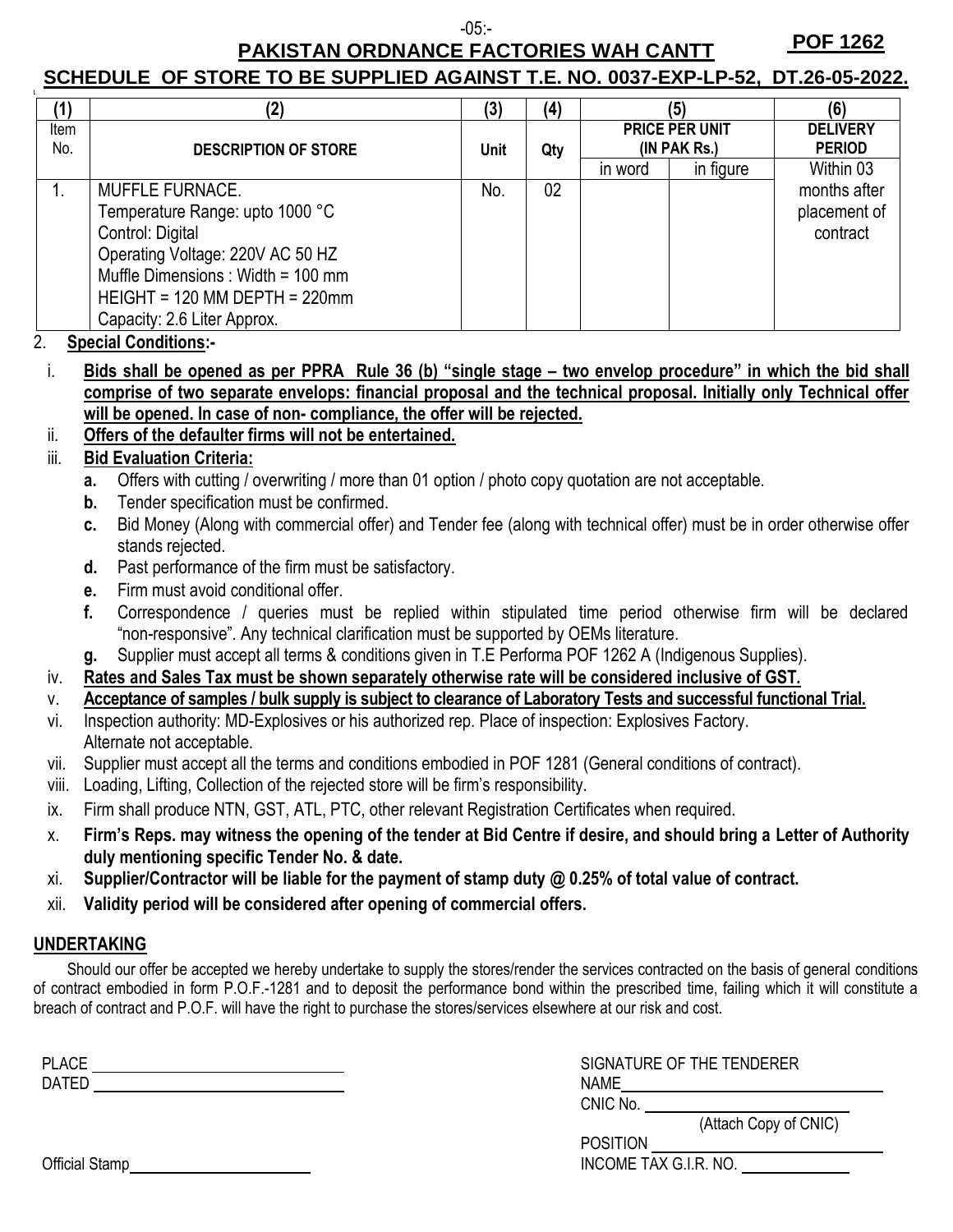**POF 1262**

# PAKISTAN ORDNANCE FACTORIES WAH CANTT

## SCHEDULE OF STORE TO BE SUPPLIED AGAINST T.E. NO. 0037-EXP-LP-52, DT.26-05-2022.

| (1) | (2) | (3) | (4) | (5) | | (6) |
|---|---|---|---|---|---|---|
| Item No. | DESCRIPTION OF STORE | Unit | Qty | PRICE PER UNIT (IN PAK Rs.) | | DELIVERY PERIOD |
| | | | | in word | in figure | |
| 1. | MUFFLE FURNACE.<br>Temperature Range: upto 1000 °C<br>Control: Digital<br>Operating Voltage: 220V AC 50 HZ<br>Muffle Dimensions : Width = 100 mm<br>HEIGHT = 120 MM DEPTH = 220mm<br>Capacity: 2.6 Liter Approx. | No. | 02 | | | Within 03 months after placement of contract |

2. **Special Conditions:-**

   i. **Bids shall be opened as per PPRA Rule 36 (b) "single stage – two envelop procedure" in which the bid shall comprise of two separate envelops: financial proposal and the technical proposal. Initially only Technical offer will be opened. In case of non- compliance, the offer will be rejected.**

   ii. **Offers of the defaulter firms will not be entertained.**

   iii. **Bid Evaluation Criteria:**

   - **a.** Offers with cutting / overwriting / more than 01 option / photo copy quotation are not acceptable.
   - **b.** Tender specification must be confirmed.
   - **c.** Bid Money (Along with commercial offer) and Tender fee (along with technical offer) must be in order otherwise offer stands rejected.
   - **d.** Past performance of the firm must be satisfactory.
   - **e.** Firm must avoid conditional offer.
   - **f.** Correspondence / queries must be replied within stipulated time period otherwise firm will be declared "non-responsive". Any technical clarification must be supported by OEMs literature.
   - **g.** Supplier must accept all terms & conditions given in T.E Performa POF 1262 A (Indigenous Supplies).

   iv. **Rates and Sales Tax must be shown separately otherwise rate will be considered inclusive of GST.**

   v. **Acceptance of samples / bulk supply is subject to clearance of Laboratory Tests and successful functional Trial.**

   vi. Inspection authority: MD-Explosives or his authorized rep. Place of inspection: Explosives Factory. Alternate not acceptable.

   vii. Supplier must accept all the terms and conditions embodied in POF 1281 (General conditions of contract).

   viii. Loading, Lifting, Collection of the rejected store will be firm's responsibility.

   ix. Firm shall produce NTN, GST, ATL, PTC, other relevant Registration Certificates when required.

   x. **Firm's Reps. may witness the opening of the tender at Bid Centre if desire, and should bring a Letter of Authority duly mentioning specific Tender No. & date.**

   xi. **Supplier/Contractor will be liable for the payment of stamp duty @ 0.25% of total value of contract.**

   xii. **Validity period will be considered after opening of commercial offers.**

## UNDERTAKING

Should our offer be accepted we hereby undertake to supply the stores/render the services contracted on the basis of general conditions of contract embodied in form P.O.F.-1281 and to deposit the performance bond within the prescribed time, failing which it will constitute a breach of contract and P.O.F. will have the right to purchase the stores/services elsewhere at our risk and cost.

PLACE ____________________

DATED ____________________

SIGNATURE OF THE TENDERER

NAME ____________________

CNIC No. ____________________

(Attach Copy of CNIC)

POSITION ____________________

Official Stamp ____________________

INCOME TAX G.I.R. NO. ____________________